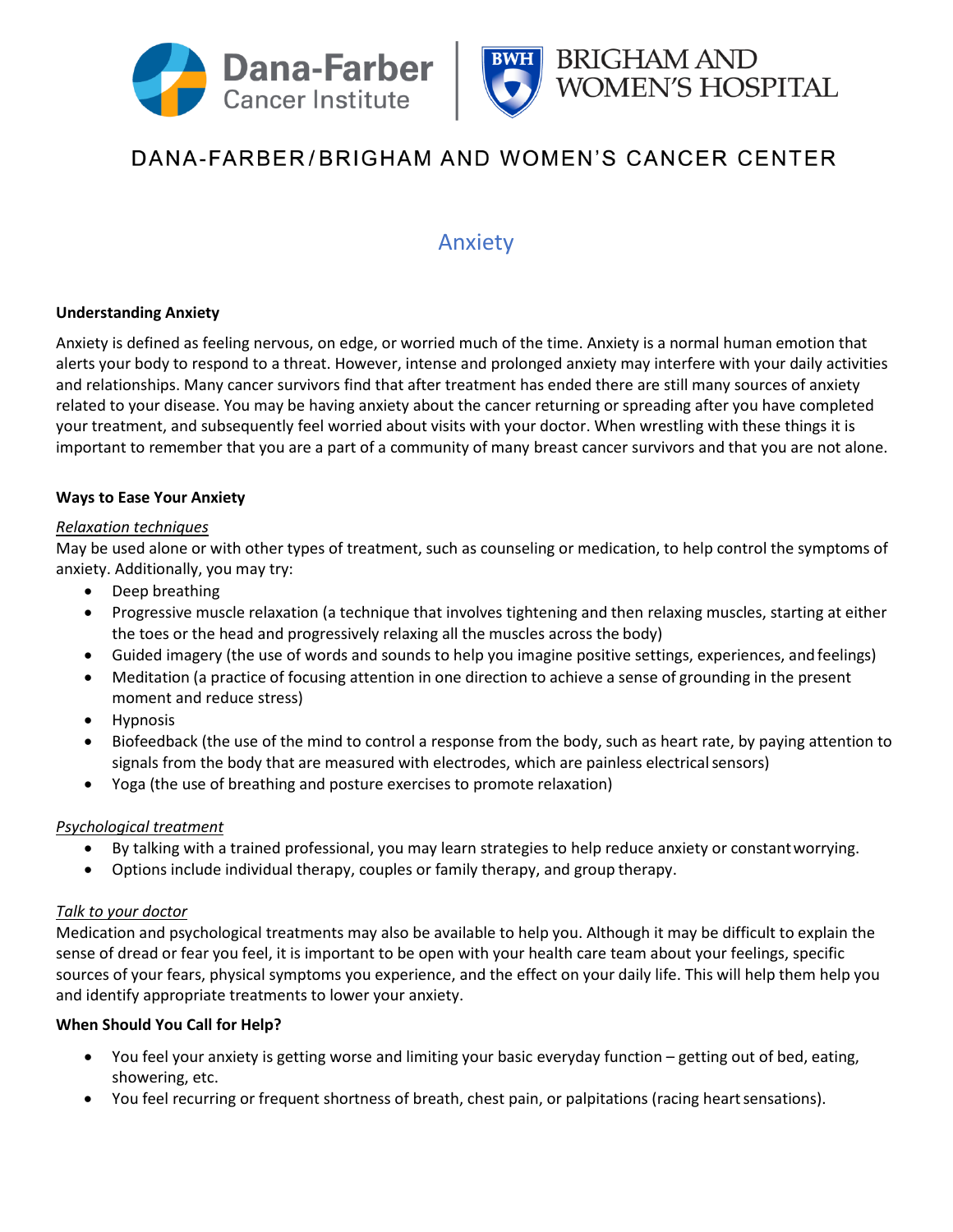DANA-FARBER/BRIGHAM AND WOMEN'S CANCER CENTER

# Anxiety

**Understanding Anxiety**

Anxiety is defined as feeling nervous, on edge, or worried much of the time. Anxiety is a normal human emotion that alerts your body to respond to a threat. However, intense and prolonged anxiety may interfere with your daily activities and relationships. Many cancer survivors find that after treatment has ended there are still many sources of anxiety related to your disease. You may be having anxiety about the cancer returning or spreading after you have completed your treatment, and subsequently feel worried about visits with your doctor. When wrestling with these things it is important to remember that you are a part of a community of many breast cancer survivors and that you are not alone.

**Ways to Ease Your Anxiety**

*Relaxation techniques*

May be used alone or with other types of treatment, such as counseling or medication, to help control the symptoms of anxiety. Additionally, you may try:

- Deep breathing
- Progressive muscle relaxation (a technique that involves tightening and then relaxing muscles, starting at either the toes or the head and progressively relaxing all the muscles across the body)
- Guided imagery (the use of words and sounds to help you imagine positive settings, experiences, and feelings)
- Meditation (a practice of focusing attention in one direction to achieve a sense of grounding in the present moment and reduce stress)
- Hypnosis
- Biofeedback (the use of the mind to control a response from the body, such as heart rate, by paying attention to signals from the body that are measured with electrodes, which are painless electrical sensors)
- Yoga (the use of breathing and posture exercises to promote relaxation)

*Psychological treatment*

- By talking with a trained professional, you may learn strategies to help reduce anxiety or constant worrying.
- Options include individual therapy, couples or family therapy, and group therapy.

*Talk to your doctor*

Medication and psychological treatments may also be available to help you. Although it may be difficult to explain the sense of dread or fear you feel, it is important to be open with your health care team about your feelings, specific sources of your fears, physical symptoms you experience, and the effect on your daily life. This will help them help you and identify appropriate treatments to lower your anxiety.

**When Should You Call for Help?**

- You feel your anxiety is getting worse and limiting your basic everyday function – getting out of bed, eating, showering, etc.
- You feel recurring or frequent shortness of breath, chest pain, or palpitations (racing heart sensations).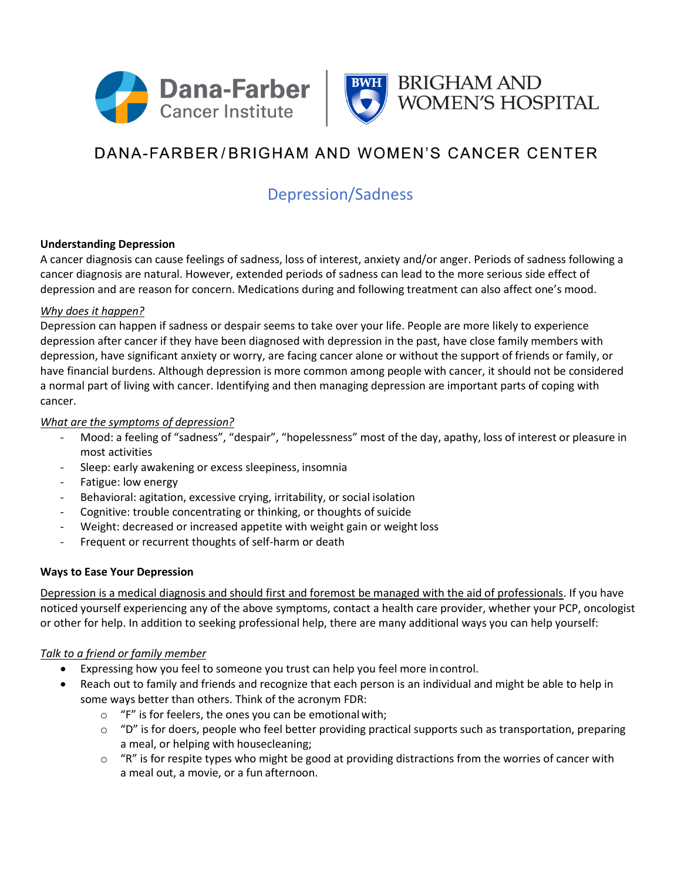DANA-FARBER/BRIGHAM AND WOMEN'S CANCER CENTER

# Depression/Sadness

**Understanding Depression**

A cancer diagnosis can cause feelings of sadness, loss of interest, anxiety and/or anger. Periods of sadness following a cancer diagnosis are natural. However, extended periods of sadness can lead to the more serious side effect of depression and are reason for concern. Medications during and following treatment can also affect one's mood.

*Why does it happen?*

Depression can happen if sadness or despair seems to take over your life. People are more likely to experience depression after cancer if they have been diagnosed with depression in the past, have close family members with depression, have significant anxiety or worry, are facing cancer alone or without the support of friends or family, or have financial burdens. Although depression is more common among people with cancer, it should not be considered a normal part of living with cancer. Identifying and then managing depression are important parts of coping with cancer.

*What are the symptoms of depression?*

- Mood: a feeling of "sadness", "despair", "hopelessness" most of the day, apathy, loss of interest or pleasure in most activities
- Sleep: early awakening or excess sleepiness, insomnia
- Fatigue: low energy
- Behavioral: agitation, excessive crying, irritability, or social isolation
- Cognitive: trouble concentrating or thinking, or thoughts of suicide
- Weight: decreased or increased appetite with weight gain or weight loss
- Frequent or recurrent thoughts of self-harm or death

**Ways to Ease Your Depression**

Depression is a medical diagnosis and should first and foremost be managed with the aid of professionals. If you have noticed yourself experiencing any of the above symptoms, contact a health care provider, whether your PCP, oncologist or other for help. In addition to seeking professional help, there are many additional ways you can help yourself:

*Talk to a friend or family member*

- Expressing how you feel to someone you trust can help you feel more in control.
- Reach out to family and friends and recognize that each person is an individual and might be able to help in some ways better than others. Think of the acronym FDR:
  - "F" is for feelers, the ones you can be emotional with;
  - "D" is for doers, people who feel better providing practical supports such as transportation, preparing a meal, or helping with housecleaning;
  - "R" is for respite types who might be good at providing distractions from the worries of cancer with a meal out, a movie, or a fun afternoon.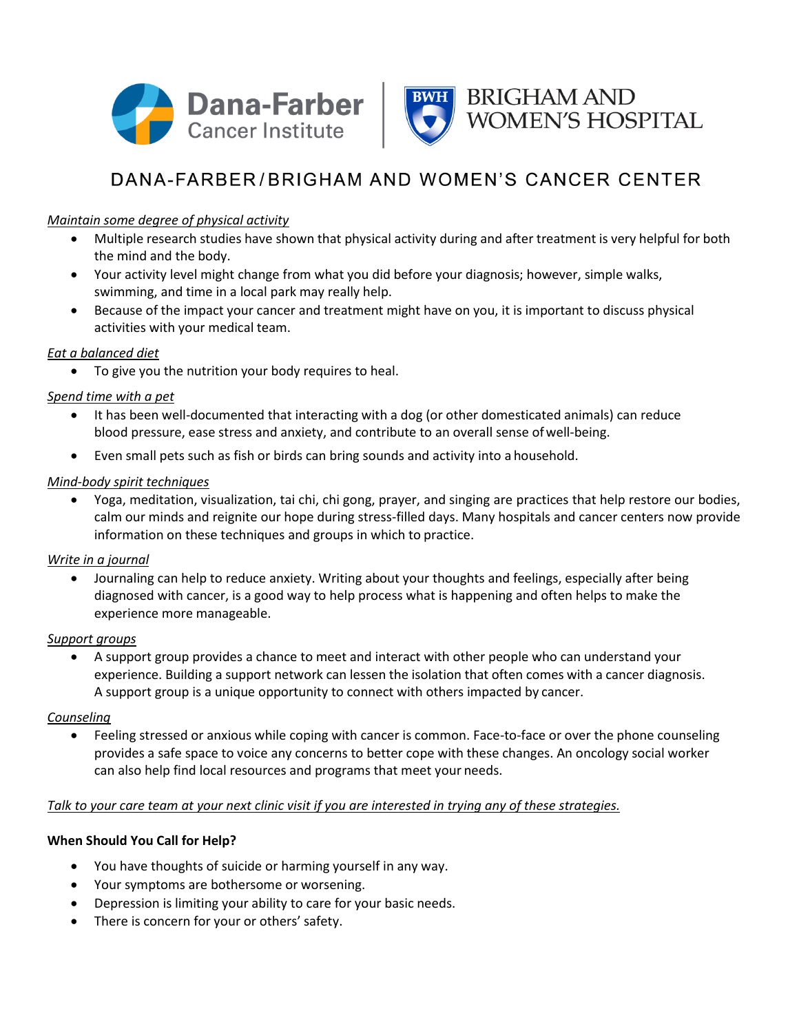DANA-FARBER/BRIGHAM AND WOMEN'S CANCER CENTER

*Maintain some degree of physical activity*

- Multiple research studies have shown that physical activity during and after treatment is very helpful for both the mind and the body.
- Your activity level might change from what you did before your diagnosis; however, simple walks, swimming, and time in a local park may really help.
- Because of the impact your cancer and treatment might have on you, it is important to discuss physical activities with your medical team.

*Eat a balanced diet*

- To give you the nutrition your body requires to heal.

*Spend time with a pet*

- It has been well-documented that interacting with a dog (or other domesticated animals) can reduce blood pressure, ease stress and anxiety, and contribute to an overall sense of well-being.
- Even small pets such as fish or birds can bring sounds and activity into a household.

*Mind-body spirit techniques*

- Yoga, meditation, visualization, tai chi, chi gong, prayer, and singing are practices that help restore our bodies, calm our minds and reignite our hope during stress-filled days. Many hospitals and cancer centers now provide information on these techniques and groups in which to practice.

*Write in a journal*

- Journaling can help to reduce anxiety. Writing about your thoughts and feelings, especially after being diagnosed with cancer, is a good way to help process what is happening and often helps to make the experience more manageable.

*Support groups*

- A support group provides a chance to meet and interact with other people who can understand your experience. Building a support network can lessen the isolation that often comes with a cancer diagnosis. A support group is a unique opportunity to connect with others impacted by cancer.

*Counseling*

- Feeling stressed or anxious while coping with cancer is common. Face-to-face or over the phone counseling provides a safe space to voice any concerns to better cope with these changes. An oncology social worker can also help find local resources and programs that meet your needs.

*Talk to your care team at your next clinic visit if you are interested in trying any of these strategies.*

**When Should You Call for Help?**

- You have thoughts of suicide or harming yourself in any way.
- Your symptoms are bothersome or worsening.
- Depression is limiting your ability to care for your basic needs.
- There is concern for your or others' safety.